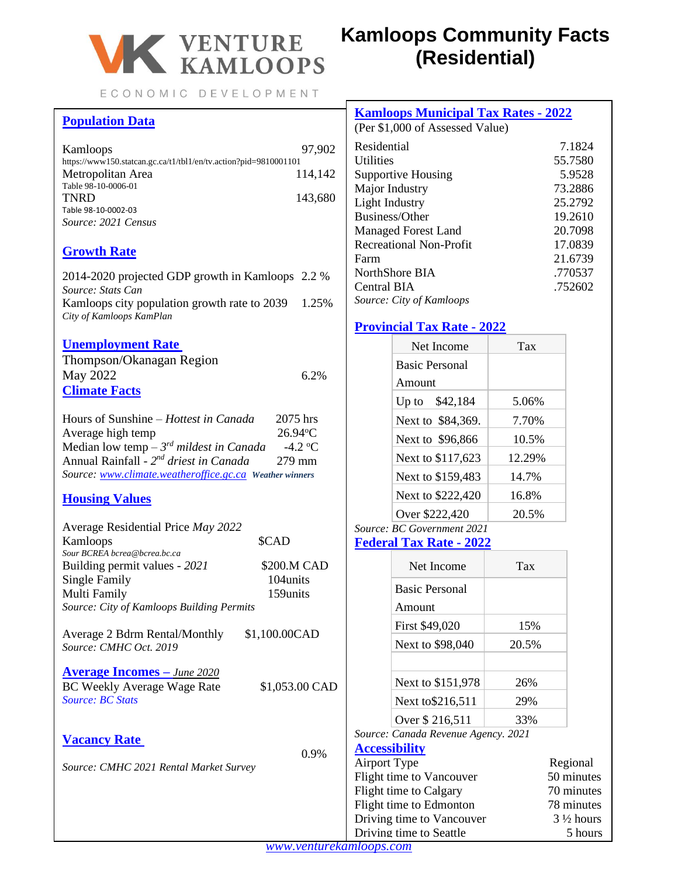# Kamloops Community Facts (Residential)

VENTURE KAMLOOPS

ECONOMIC DEVELOPMENT

## Population Data

| | |
|---|---|
| Kamloops | 97,902 |
| https://www150.statcan.gc.ca/t1/tbl1/en/tv.action?pid=9810001101 | |
| Metropolitan Area | 114,142 |
| Table 98-10-0006-01 | |
| TNRD | 143,680 |
| Table 98-10-0002-03 | |

*Source: 2021 Census*

## Growth Rate

| | |
|---|---|
| 2014-2020 projected GDP growth in Kamloops | 2.2 % |

*Source: Stats Can*

| | |
|---|---|
| Kamloops city population growth rate to 2039 | 1.25% |

*City of Kamloops KamPlan*

## Unemployment Rate

Thompson/Okanagan Region

| | |
|---|---|
| May 2022 | 6.2% |

## Climate Facts

| | |
|---|---|
| Hours of Sunshine – *Hottest in Canada* | 2075 hrs |
| Average high temp | 26.94°C |
| Median low temp – *3rd mildest in Canada* | -4.2 °C |
| Annual Rainfall - *2nd driest in Canada* | 279 mm |

*Source: www.climate.weatheroffice.gc.ca* ***Weather winners***

## Housing Values

| | |
|---|---|
| Average Residential Price *May 2022* | |
| Kamloops | $CAD |

*Sour BCREA bcrea@bcrea.bc.ca*

| | |
|---|---|
| Building permit values - *2021* | $200.M CAD |
| Single Family | 104units |
| Multi Family | 159units |

*Source: City of Kamloops Building Permits*

| | |
|---|---|
| Average 2 Bdrm Rental/Monthly | $1,100.00CAD |

*Source: CMHC Oct. 2019*

## Average Incomes – *June 2020*

| | |
|---|---|
| BC Weekly Average Wage Rate | $1,053.00 CAD |

*Source: BC Stats*

## Vacancy Rate

0.9%

*Source: CMHC 2021 Rental Market Survey*

## Kamloops Municipal Tax Rates - 2022

(Per $1,000 of Assessed Value)

| | |
|---|---|
| Residential | 7.1824 |
| Utilities | 55.7580 |
| Supportive Housing | 5.9528 |
| Major Industry | 73.2886 |
| Light Industry | 25.2792 |
| Business/Other | 19.2610 |
| Managed Forest Land | 20.7098 |
| Recreational Non-Profit | 17.0839 |
| Farm | 21.6739 |
| NorthShore BIA | .770537 |
| Central BIA | .752602 |

*Source: City of Kamloops*

## Provincial Tax Rate - 2022

| Net Income | Tax |
|---|---|
| Basic Personal Amount | |
| Up to $42,184 | 5.06% |
| Next to $84,369. | 7.70% |
| Next to $96,866 | 10.5% |
| Next to $117,623 | 12.29% |
| Next to $159,483 | 14.7% |
| Next to $222,420 | 16.8% |
| Over $222,420 | 20.5% |

*Source: BC Government 2021*

## Federal Tax Rate - 2022

| Net Income | Tax |
|---|---|
| Basic Personal Amount | |
| First $49,020 | 15% |
| Next to $98,040 | 20.5% |
| | |
| Next to $151,978 | 26% |
| Next to$216,511 | 29% |
| Over $ 216,511 | 33% |

*Source: Canada Revenue Agency. 2021*

## Accessibility

| | |
|---|---|
| Airport Type | Regional |
| Flight time to Vancouver | 50 minutes |
| Flight time to Calgary | 70 minutes |
| Flight time to Edmonton | 78 minutes |
| Driving time to Vancouver | 3 ½ hours |
| Driving time to Seattle | 5 hours |

www.venturekamloops.com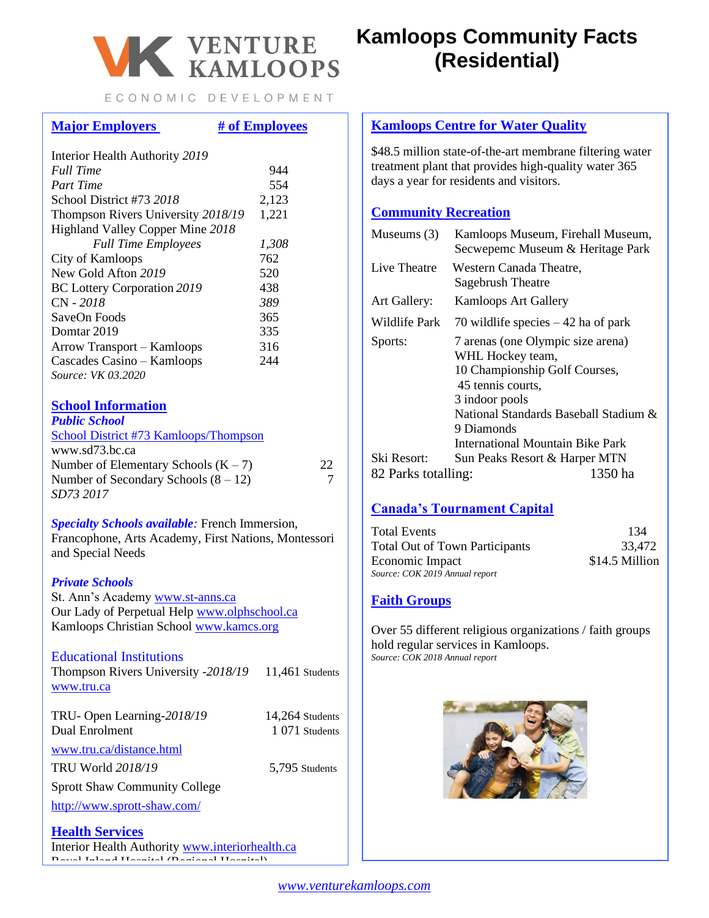# Kamloops Community Facts (Residential)

VENTURE KAMLOOPS
ECONOMIC DEVELOPMENT

## Major Employers

| Major Employers | # of Employees |
|---|---|
| Interior Health Authority *2019* | |
| *Full Time* | 944 |
| *Part Time* | 554 |
| School District #73 *2018* | 2,123 |
| Thompson Rivers University *2018/19* | 1,221 |
| Highland Valley Copper Mine *2018* | |
| *Full Time Employees* | *1,308* |
| City of Kamloops | 762 |
| New Gold Afton *2019* | 520 |
| BC Lottery Corporation *2019* | 438 |
| CN - *2018* | *389* |
| SaveOn Foods | 365 |
| Domtar 2019 | 335 |
| Arrow Transport – Kamloops | 316 |
| Cascades Casino – Kamloops | 244 |

*Source: VK 03.2020*

## School Information

***Public School***

School District #73 Kamloops/Thompson
www.sd73.bc.ca

| | |
|---|---|
| Number of Elementary Schools (K – 7) | 22 |
| Number of Secondary Schools (8 – 12) | 7 |

*SD73 2017*

***Specialty Schools available:*** French Immersion, Francophone, Arts Academy, First Nations, Montessori and Special Needs

***Private Schools***

St. Ann's Academy www.st-anns.ca
Our Lady of Perpetual Help www.olphschool.ca
Kamloops Christian School www.kamcs.org

### Educational Institutions

| | |
|---|---|
| Thompson Rivers University -*2018/19* | 11,461 Students |
| www.tru.ca | |
| TRU- Open Learning-*2018/19* | 14,264 Students |
| Dual Enrolment | 1 071 Students |
| www.tru.ca/distance.html | |
| TRU World *2018/19* | 5,795 Students |
| Sprott Shaw Community College | |
| http://www.sprott-shaw.com/ | |

## Health Services

Interior Health Authority www.interiorhealth.ca
Royal Inland Hospital (Regional Hospital)

## Kamloops Centre for Water Quality

$48.5 million state-of-the-art membrane filtering water treatment plant that provides high-quality water 365 days a year for residents and visitors.

## Community Recreation

| | |
|---|---|
| Museums (3) | Kamloops Museum, Firehall Museum, Secwepemc Museum & Heritage Park |
| Live Theatre | Western Canada Theatre, Sagebrush Theatre |
| Art Gallery: | Kamloops Art Gallery |
| Wildlife Park | 70 wildlife species – 42 ha of park |
| Sports: | 7 arenas (one Olympic size arena)<br>WHL Hockey team,<br>10 Championship Golf Courses,<br>45 tennis courts,<br>3 indoor pools<br>National Standards Baseball Stadium & 9 Diamonds<br>International Mountain Bike Park |
| Ski Resort: | Sun Peaks Resort & Harper MTN |
| 82 Parks totalling: | 1350 ha |

## Canada's Tournament Capital

| | |
|---|---|
| Total Events | 134 |
| Total Out of Town Participants | 33,472 |
| Economic Impact | $14.5 Million |

*Source: COK 2019 Annual report*

## Faith Groups

Over 55 different religious organizations / faith groups hold regular services in Kamloops.
*Source: COK 2018 Annual report*

*www.venturekamloops.com*